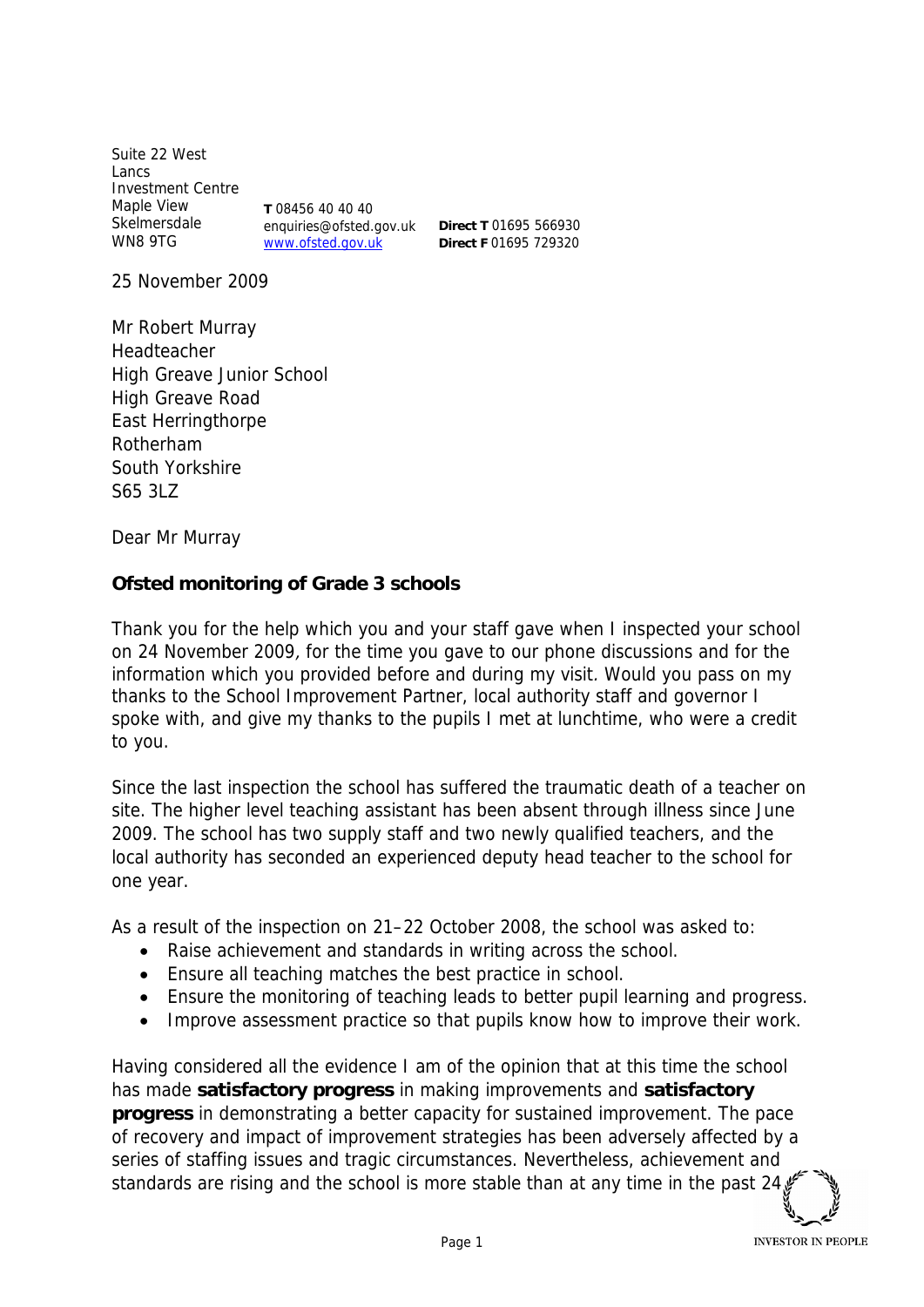Suite 22 West Lancs Investment Centre
Maple View
Skelmersdale
WN8 9TG

**T** 08456 40 40 40
enquiries@ofsted.gov.uk
www.ofsted.gov.uk

**Direct T** 01695 566930
**Direct F** 01695 729320

25 November 2009

Mr Robert Murray
Headteacher
High Greave Junior School
High Greave Road
East Herringthorpe
Rotherham
South Yorkshire
S65 3LZ

Dear Mr Murray

**Ofsted monitoring of Grade 3 schools**

Thank you for the help which you and your staff gave when I inspected your school on 24 November 2009, for the time you gave to our phone discussions and for the information which you provided before and during my visit. Would you pass on my thanks to the School Improvement Partner, local authority staff and governor I spoke with, and give my thanks to the pupils I met at lunchtime, who were a credit to you.

Since the last inspection the school has suffered the traumatic death of a teacher on site. The higher level teaching assistant has been absent through illness since June 2009. The school has two supply staff and two newly qualified teachers, and the local authority has seconded an experienced deputy head teacher to the school for one year.

As a result of the inspection on 21–22 October 2008, the school was asked to:

- Raise achievement and standards in writing across the school.
- Ensure all teaching matches the best practice in school.
- Ensure the monitoring of teaching leads to better pupil learning and progress.
- Improve assessment practice so that pupils know how to improve their work.

Having considered all the evidence I am of the opinion that at this time the school has made **satisfactory progress** in making improvements and **satisfactory progress** in demonstrating a better capacity for sustained improvement. The pace of recovery and impact of improvement strategies has been adversely affected by a series of staffing issues and tragic circumstances. Nevertheless, achievement and standards are rising and the school is more stable than at any time in the past 24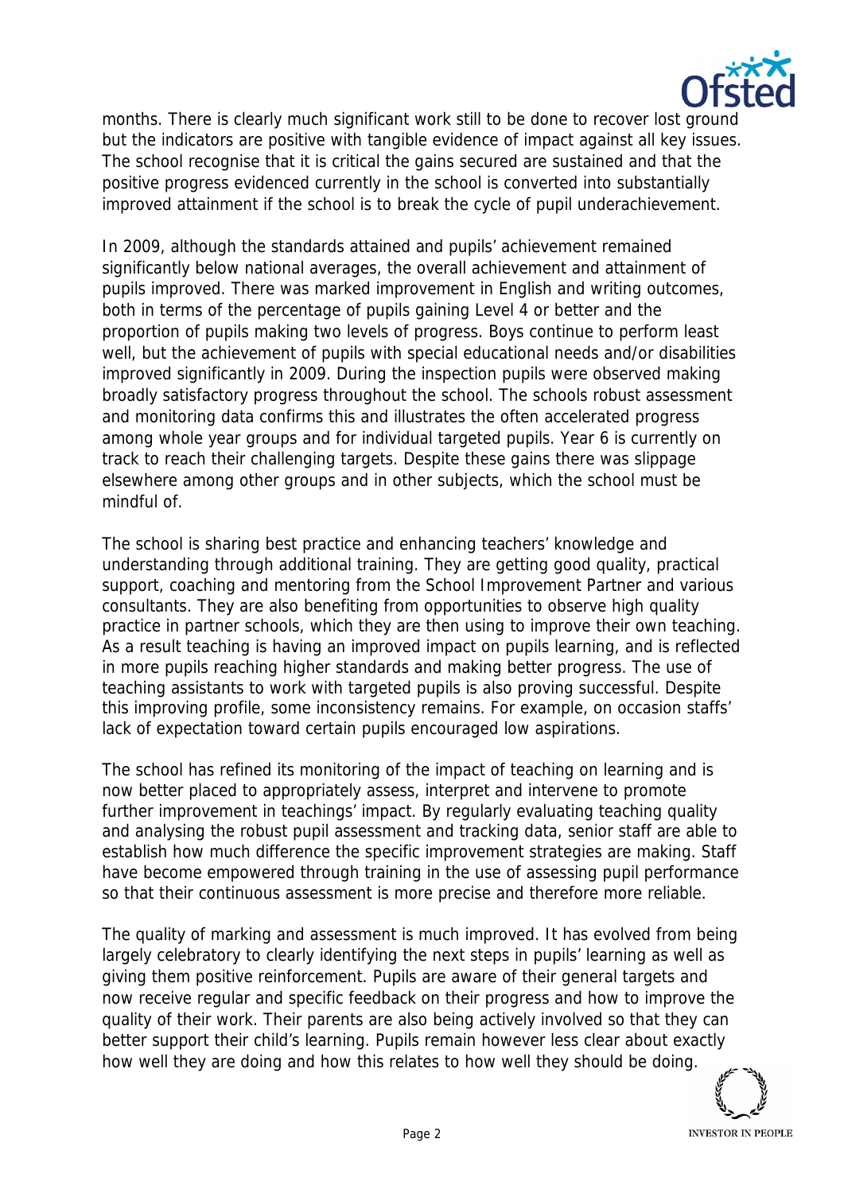months. There is clearly much significant work still to be done to recover lost ground but the indicators are positive with tangible evidence of impact against all key issues. The school recognise that it is critical the gains secured are sustained and that the positive progress evidenced currently in the school is converted into substantially improved attainment if the school is to break the cycle of pupil underachievement.

In 2009, although the standards attained and pupils' achievement remained significantly below national averages, the overall achievement and attainment of pupils improved. There was marked improvement in English and writing outcomes, both in terms of the percentage of pupils gaining Level 4 or better and the proportion of pupils making two levels of progress. Boys continue to perform least well, but the achievement of pupils with special educational needs and/or disabilities improved significantly in 2009. During the inspection pupils were observed making broadly satisfactory progress throughout the school. The schools robust assessment and monitoring data confirms this and illustrates the often accelerated progress among whole year groups and for individual targeted pupils. Year 6 is currently on track to reach their challenging targets. Despite these gains there was slippage elsewhere among other groups and in other subjects, which the school must be mindful of.

The school is sharing best practice and enhancing teachers' knowledge and understanding through additional training. They are getting good quality, practical support, coaching and mentoring from the School Improvement Partner and various consultants. They are also benefiting from opportunities to observe high quality practice in partner schools, which they are then using to improve their own teaching. As a result teaching is having an improved impact on pupils learning, and is reflected in more pupils reaching higher standards and making better progress. The use of teaching assistants to work with targeted pupils is also proving successful. Despite this improving profile, some inconsistency remains. For example, on occasion staffs' lack of expectation toward certain pupils encouraged low aspirations.

The school has refined its monitoring of the impact of teaching on learning and is now better placed to appropriately assess, interpret and intervene to promote further improvement in teachings' impact. By regularly evaluating teaching quality and analysing the robust pupil assessment and tracking data, senior staff are able to establish how much difference the specific improvement strategies are making. Staff have become empowered through training in the use of assessing pupil performance so that their continuous assessment is more precise and therefore more reliable.

The quality of marking and assessment is much improved. It has evolved from being largely celebratory to clearly identifying the next steps in pupils' learning as well as giving them positive reinforcement. Pupils are aware of their general targets and now receive regular and specific feedback on their progress and how to improve the quality of their work. Their parents are also being actively involved so that they can better support their child's learning. Pupils remain however less clear about exactly how well they are doing and how this relates to how well they should be doing.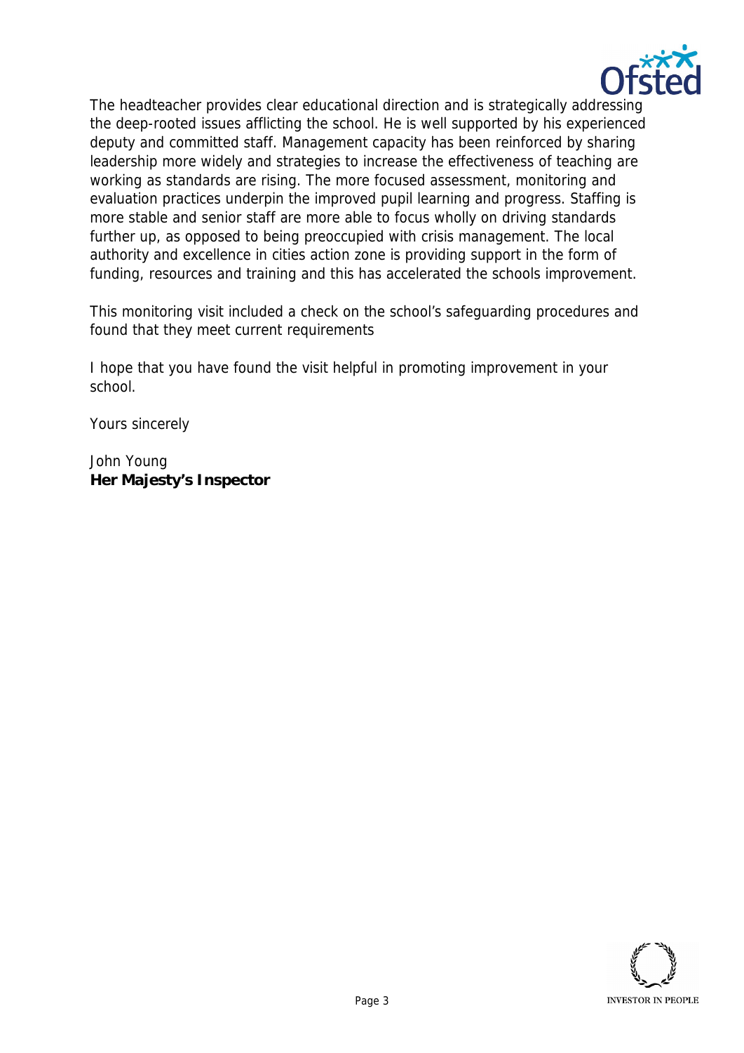The headteacher provides clear educational direction and is strategically addressing the deep-rooted issues afflicting the school. He is well supported by his experienced deputy and committed staff. Management capacity has been reinforced by sharing leadership more widely and strategies to increase the effectiveness of teaching are working as standards are rising. The more focused assessment, monitoring and evaluation practices underpin the improved pupil learning and progress. Staffing is more stable and senior staff are more able to focus wholly on driving standards further up, as opposed to being preoccupied with crisis management. The local authority and excellence in cities action zone is providing support in the form of funding, resources and training and this has accelerated the schools improvement.

This monitoring visit included a check on the school's safeguarding procedures and found that they meet current requirements

I hope that you have found the visit helpful in promoting improvement in your school.

Yours sincerely

John Young
**Her Majesty's Inspector**